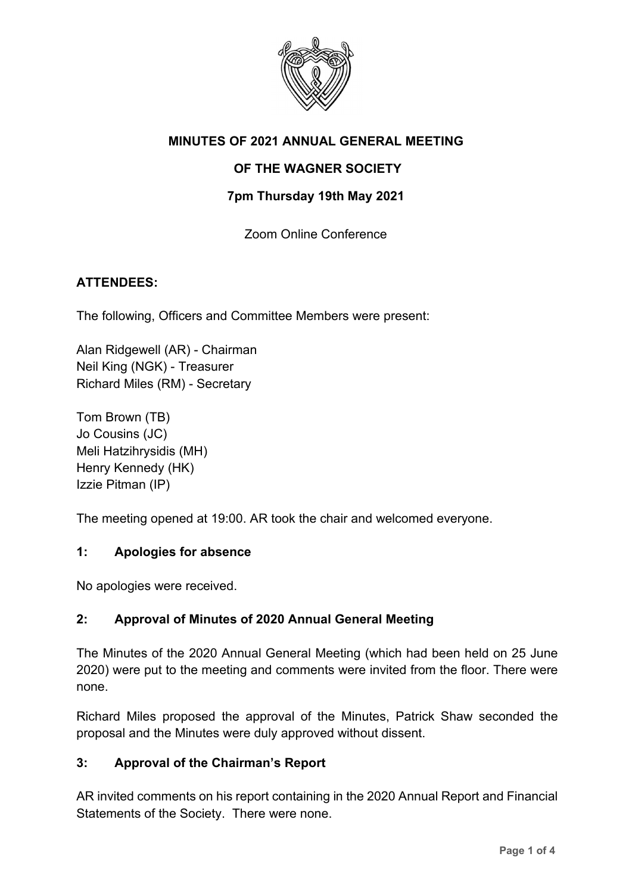**MINUTES OF 2021 ANNUAL GENERAL MEETING**

**OF THE WAGNER SOCIETY**

**7pm Thursday 19th May 2021**

Zoom Online Conference

**ATTENDEES:**

The following, Officers and Committee Members were present:

Alan Ridgewell (AR) - Chairman
Neil King (NGK) - Treasurer
Richard Miles (RM) - Secretary

Tom Brown (TB)
Jo Cousins (JC)
Meli Hatzihrysidis (MH)
Henry Kennedy (HK)
Izzie Pitman (IP)

The meeting opened at 19:00. AR took the chair and welcomed everyone.

## 1: Apologies for absence

No apologies were received.

## 2: Approval of Minutes of 2020 Annual General Meeting

The Minutes of the 2020 Annual General Meeting (which had been held on 25 June 2020) were put to the meeting and comments were invited from the floor. There were none.

Richard Miles proposed the approval of the Minutes, Patrick Shaw seconded the proposal and the Minutes were duly approved without dissent.

## 3: Approval of the Chairman's Report

AR invited comments on his report containing in the 2020 Annual Report and Financial Statements of the Society. There were none.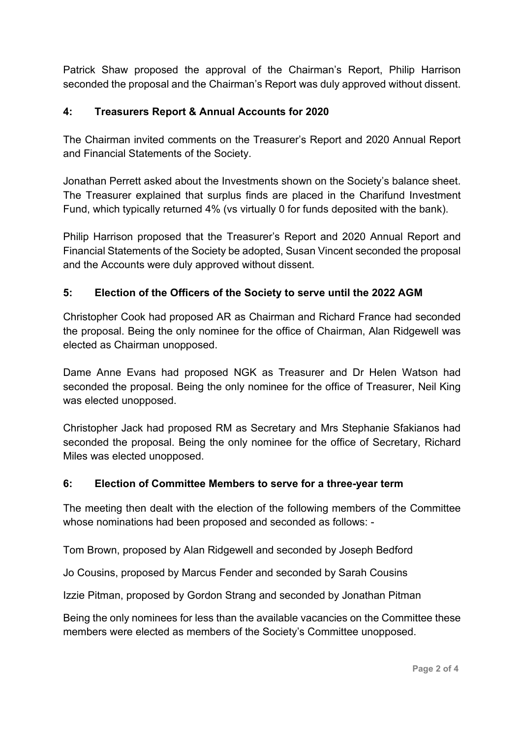Patrick Shaw proposed the approval of the Chairman's Report, Philip Harrison seconded the proposal and the Chairman's Report was duly approved without dissent.

## 4: Treasurers Report & Annual Accounts for 2020

The Chairman invited comments on the Treasurer's Report and 2020 Annual Report and Financial Statements of the Society.

Jonathan Perrett asked about the Investments shown on the Society's balance sheet. The Treasurer explained that surplus finds are placed in the Charifund Investment Fund, which typically returned 4% (vs virtually 0 for funds deposited with the bank).

Philip Harrison proposed that the Treasurer's Report and 2020 Annual Report and Financial Statements of the Society be adopted, Susan Vincent seconded the proposal and the Accounts were duly approved without dissent.

## 5: Election of the Officers of the Society to serve until the 2022 AGM

Christopher Cook had proposed AR as Chairman and Richard France had seconded the proposal. Being the only nominee for the office of Chairman, Alan Ridgewell was elected as Chairman unopposed.

Dame Anne Evans had proposed NGK as Treasurer and Dr Helen Watson had seconded the proposal. Being the only nominee for the office of Treasurer, Neil King was elected unopposed.

Christopher Jack had proposed RM as Secretary and Mrs Stephanie Sfakianos had seconded the proposal. Being the only nominee for the office of Secretary, Richard Miles was elected unopposed.

## 6: Election of Committee Members to serve for a three-year term

The meeting then dealt with the election of the following members of the Committee whose nominations had been proposed and seconded as follows: -

Tom Brown, proposed by Alan Ridgewell and seconded by Joseph Bedford

Jo Cousins, proposed by Marcus Fender and seconded by Sarah Cousins

Izzie Pitman, proposed by Gordon Strang and seconded by Jonathan Pitman

Being the only nominees for less than the available vacancies on the Committee these members were elected as members of the Society's Committee unopposed.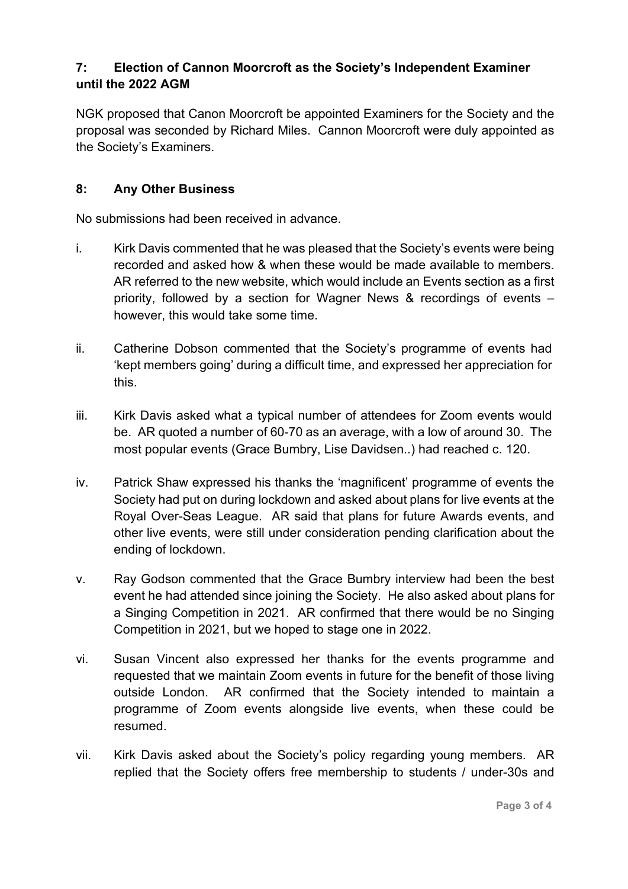## 7: Election of Cannon Moorcroft as the Society's Independent Examiner until the 2022 AGM

NGK proposed that Cannon Moorcroft be appointed Examiners for the Society and the proposal was seconded by Richard Miles. Cannon Moorcroft were duly appointed as the Society's Examiners.

## 8: Any Other Business

No submissions had been received in advance.

i. Kirk Davis commented that he was pleased that the Society's events were being recorded and asked how & when these would be made available to members. AR referred to the new website, which would include an Events section as a first priority, followed by a section for Wagner News & recordings of events – however, this would take some time.

ii. Catherine Dobson commented that the Society's programme of events had 'kept members going' during a difficult time, and expressed her appreciation for this.

iii. Kirk Davis asked what a typical number of attendees for Zoom events would be. AR quoted a number of 60-70 as an average, with a low of around 30. The most popular events (Grace Bumbry, Lise Davidsen..) had reached c. 120.

iv. Patrick Shaw expressed his thanks the 'magnificent' programme of events the Society had put on during lockdown and asked about plans for live events at the Royal Over-Seas League. AR said that plans for future Awards events, and other live events, were still under consideration pending clarification about the ending of lockdown.

v. Ray Godson commented that the Grace Bumbry interview had been the best event he had attended since joining the Society. He also asked about plans for a Singing Competition in 2021. AR confirmed that there would be no Singing Competition in 2021, but we hoped to stage one in 2022.

vi. Susan Vincent also expressed her thanks for the events programme and requested that we maintain Zoom events in future for the benefit of those living outside London. AR confirmed that the Society intended to maintain a programme of Zoom events alongside live events, when these could be resumed.

vii. Kirk Davis asked about the Society's policy regarding young members. AR replied that the Society offers free membership to students / under-30s and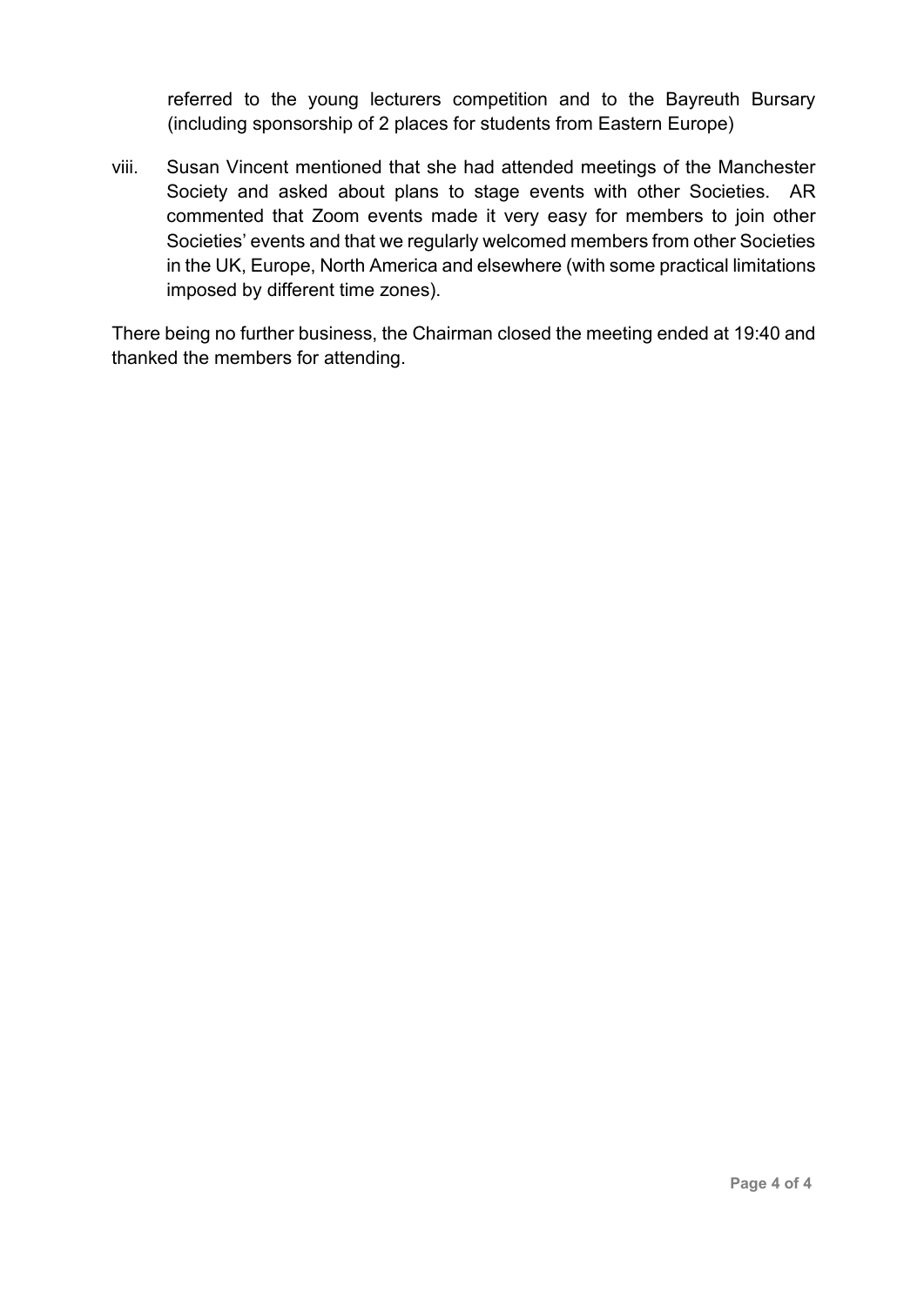referred to the young lecturers competition and to the Bayreuth Bursary (including sponsorship of 2 places for students from Eastern Europe)

viii. Susan Vincent mentioned that she had attended meetings of the Manchester Society and asked about plans to stage events with other Societies. AR commented that Zoom events made it very easy for members to join other Societies' events and that we regularly welcomed members from other Societies in the UK, Europe, North America and elsewhere (with some practical limitations imposed by different time zones).

There being no further business, the Chairman closed the meeting ended at 19:40 and thanked the members for attending.